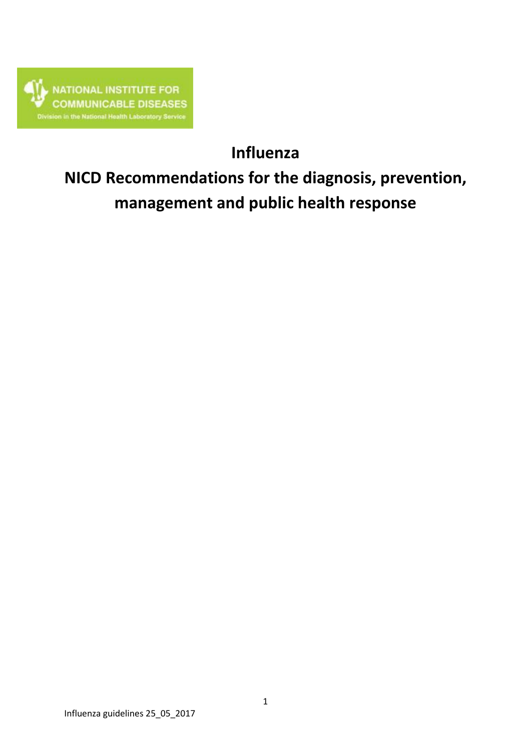# Influenza

# NICD Recommendations for the diagnosis, prevention, management and public health response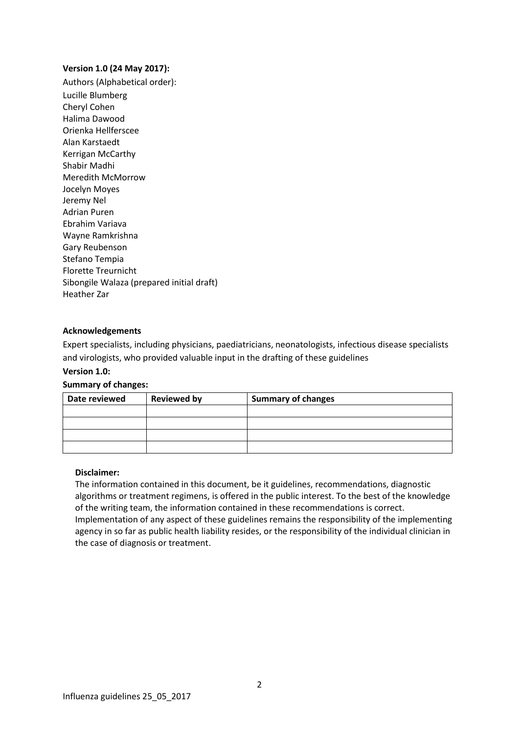**Version 1.0 (24 May 2017):**

Authors (Alphabetical order):

Lucille Blumberg
Cheryl Cohen
Halima Dawood
Orienka Hellferscee
Alan Karstaedt
Kerrigan McCarthy
Shabir Madhi
Meredith McMorrow
Jocelyn Moyes
Jeremy Nel
Adrian Puren
Ebrahim Variava
Wayne Ramkrishna
Gary Reubenson
Stefano Tempia
Florette Treurnicht
Sibongile Walaza (prepared initial draft)
Heather Zar

**Acknowledgements**

Expert specialists, including physicians, paediatricians, neonatologists, infectious disease specialists and virologists, who provided valuable input in the drafting of these guidelines

**Version 1.0:**

**Summary of changes:**

| Date reviewed | Reviewed by | Summary of changes |
|---|---|---|
| | | |
| | | |
| | | |
| | | |

**Disclaimer:**

The information contained in this document, be it guidelines, recommendations, diagnostic algorithms or treatment regimens, is offered in the public interest. To the best of the knowledge of the writing team, the information contained in these recommendations is correct. Implementation of any aspect of these guidelines remains the responsibility of the implementing agency in so far as public health liability resides, or the responsibility of the individual clinician in the case of diagnosis or treatment.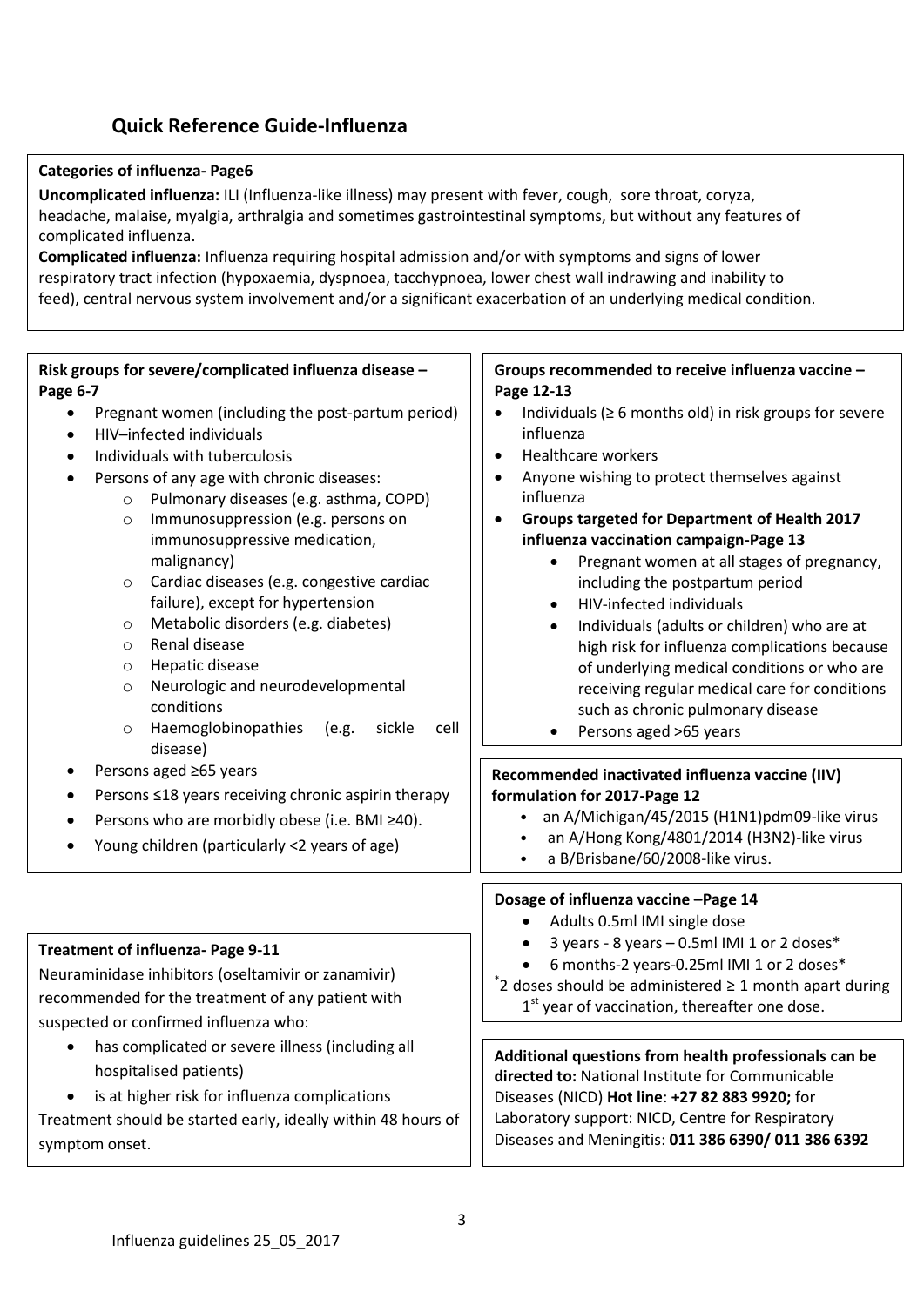## Quick Reference Guide-Influenza

**Categories of influenza- Page6**

**Uncomplicated influenza:** ILI (Influenza-like illness) may present with fever, cough, sore throat, coryza, headache, malaise, myalgia, arthralgia and sometimes gastrointestinal symptoms, but without any features of complicated influenza.

**Complicated influenza:** Influenza requiring hospital admission and/or with symptoms and signs of lower respiratory tract infection (hypoxaemia, dyspnoea, tacchypnoea, lower chest wall indrawing and inability to feed), central nervous system involvement and/or a significant exacerbation of an underlying medical condition.

**Risk groups for severe/complicated influenza disease – Page 6-7**

- Pregnant women (including the post-partum period)
- HIV–infected individuals
- Individuals with tuberculosis
- Persons of any age with chronic diseases:
  - Pulmonary diseases (e.g. asthma, COPD)
  - Immunosuppression (e.g. persons on immunosuppressive medication, malignancy)
  - Cardiac diseases (e.g. congestive cardiac failure), except for hypertension
  - Metabolic disorders (e.g. diabetes)
  - Renal disease
  - Hepatic disease
  - Neurologic and neurodevelopmental conditions
  - Haemoglobinopathies (e.g. sickle cell disease)
- Persons aged ≥65 years
- Persons ≤18 years receiving chronic aspirin therapy
- Persons who are morbidly obese (i.e. BMI ≥40).
- Young children (particularly <2 years of age)

**Treatment of influenza- Page 9-11**

Neuraminidase inhibitors (oseltamivir or zanamivir) recommended for the treatment of any patient with suspected or confirmed influenza who:

- has complicated or severe illness (including all hospitalised patients)
- is at higher risk for influenza complications

Treatment should be started early, ideally within 48 hours of symptom onset.

**Groups recommended to receive influenza vaccine – Page 12-13**

- Individuals (≥ 6 months old) in risk groups for severe influenza
- Healthcare workers
- Anyone wishing to protect themselves against influenza
- **Groups targeted for Department of Health 2017 influenza vaccination campaign-Page 13**
  - Pregnant women at all stages of pregnancy, including the postpartum period
  - HIV-infected individuals
  - Individuals (adults or children) who are at high risk for influenza complications because of underlying medical conditions or who are receiving regular medical care for conditions such as chronic pulmonary disease
  - Persons aged >65 years

**Recommended inactivated influenza vaccine (IIV) formulation for 2017-Page 12**

- an A/Michigan/45/2015 (H1N1)pdm09-like virus
- an A/Hong Kong/4801/2014 (H3N2)-like virus
- a B/Brisbane/60/2008-like virus.

**Dosage of influenza vaccine –Page 14**

- Adults 0.5ml IMI single dose
- 3 years - 8 years – 0.5ml IMI 1 or 2 doses*
- 6 months-2 years-0.25ml IMI 1 or 2 doses*

*2 doses should be administered ≥ 1 month apart during 1st year of vaccination, thereafter one dose.

**Additional questions from health professionals can be directed to:** National Institute for Communicable Diseases (NICD) **Hot line**: **+27 82 883 9920;** for Laboratory support: NICD, Centre for Respiratory Diseases and Meningitis: **011 386 6390/ 011 386 6392**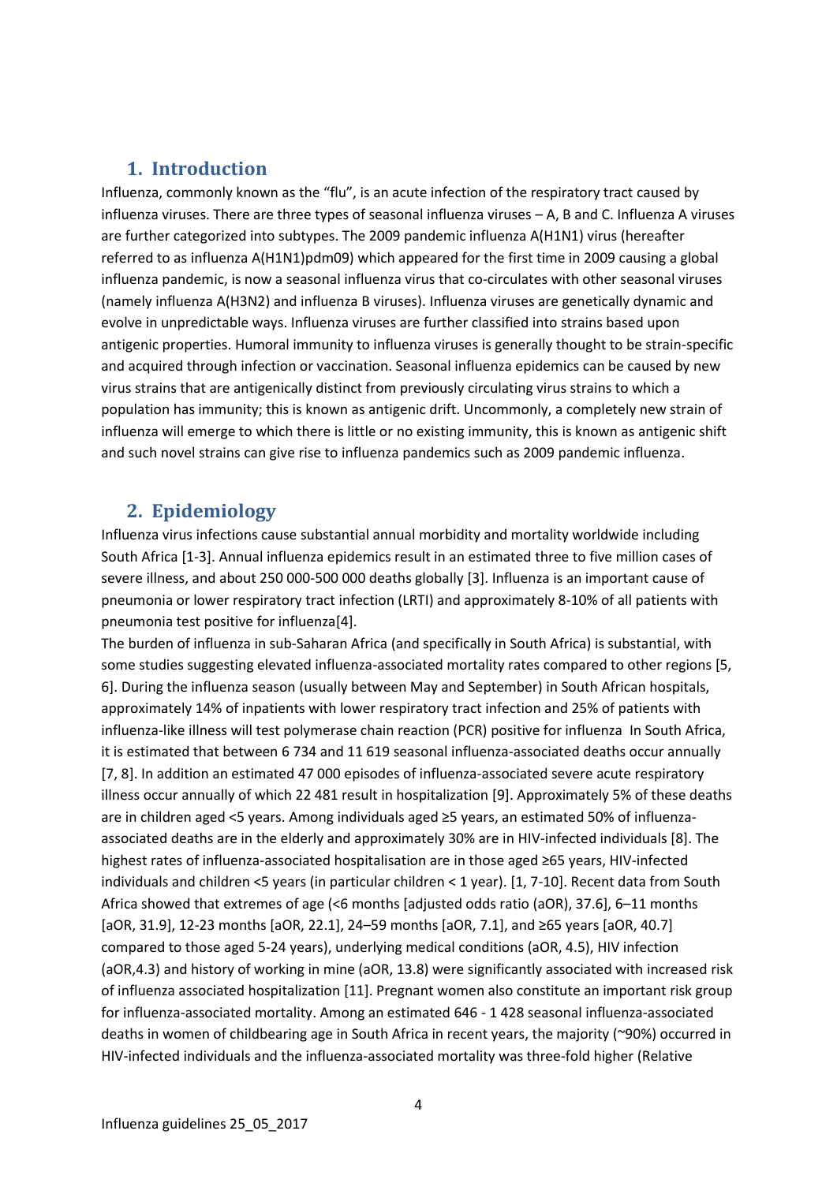## 1. Introduction

Influenza, commonly known as the "flu", is an acute infection of the respiratory tract caused by influenza viruses. There are three types of seasonal influenza viruses – A, B and C. Influenza A viruses are further categorized into subtypes. The 2009 pandemic influenza A(H1N1) virus (hereafter referred to as influenza A(H1N1)pdm09) which appeared for the first time in 2009 causing a global influenza pandemic, is now a seasonal influenza virus that co-circulates with other seasonal viruses (namely influenza A(H3N2) and influenza B viruses). Influenza viruses are genetically dynamic and evolve in unpredictable ways. Influenza viruses are further classified into strains based upon antigenic properties. Humoral immunity to influenza viruses is generally thought to be strain-specific and acquired through infection or vaccination. Seasonal influenza epidemics can be caused by new virus strains that are antigenically distinct from previously circulating virus strains to which a population has immunity; this is known as antigenic drift. Uncommonly, a completely new strain of influenza will emerge to which there is little or no existing immunity, this is known as antigenic shift and such novel strains can give rise to influenza pandemics such as 2009 pandemic influenza.

## 2. Epidemiology

Influenza virus infections cause substantial annual morbidity and mortality worldwide including South Africa [1-3]. Annual influenza epidemics result in an estimated three to five million cases of severe illness, and about 250 000-500 000 deaths globally [3]. Influenza is an important cause of pneumonia or lower respiratory tract infection (LRTI) and approximately 8-10% of all patients with pneumonia test positive for influenza[4].

The burden of influenza in sub-Saharan Africa (and specifically in South Africa) is substantial, with some studies suggesting elevated influenza-associated mortality rates compared to other regions [5, 6]. During the influenza season (usually between May and September) in South African hospitals, approximately 14% of inpatients with lower respiratory tract infection and 25% of patients with influenza-like illness will test polymerase chain reaction (PCR) positive for influenza In South Africa, it is estimated that between 6 734 and 11 619 seasonal influenza-associated deaths occur annually [7, 8]. In addition an estimated 47 000 episodes of influenza-associated severe acute respiratory illness occur annually of which 22 481 result in hospitalization [9]. Approximately 5% of these deaths are in children aged <5 years. Among individuals aged ≥5 years, an estimated 50% of influenza-associated deaths are in the elderly and approximately 30% are in HIV-infected individuals [8]. The highest rates of influenza-associated hospitalisation are in those aged ≥65 years, HIV-infected individuals and children <5 years (in particular children < 1 year). [1, 7-10]. Recent data from South Africa showed that extremes of age (<6 months [adjusted odds ratio (aOR), 37.6], 6–11 months [aOR, 31.9], 12-23 months [aOR, 22.1], 24–59 months [aOR, 7.1], and ≥65 years [aOR, 40.7] compared to those aged 5-24 years), underlying medical conditions (aOR, 4.5), HIV infection (aOR,4.3) and history of working in mine (aOR, 13.8) were significantly associated with increased risk of influenza associated hospitalization [11]. Pregnant women also constitute an important risk group for influenza-associated mortality. Among an estimated 646 - 1 428 seasonal influenza-associated deaths in women of childbearing age in South Africa in recent years, the majority (~90%) occurred in HIV-infected individuals and the influenza-associated mortality was three-fold higher (Relative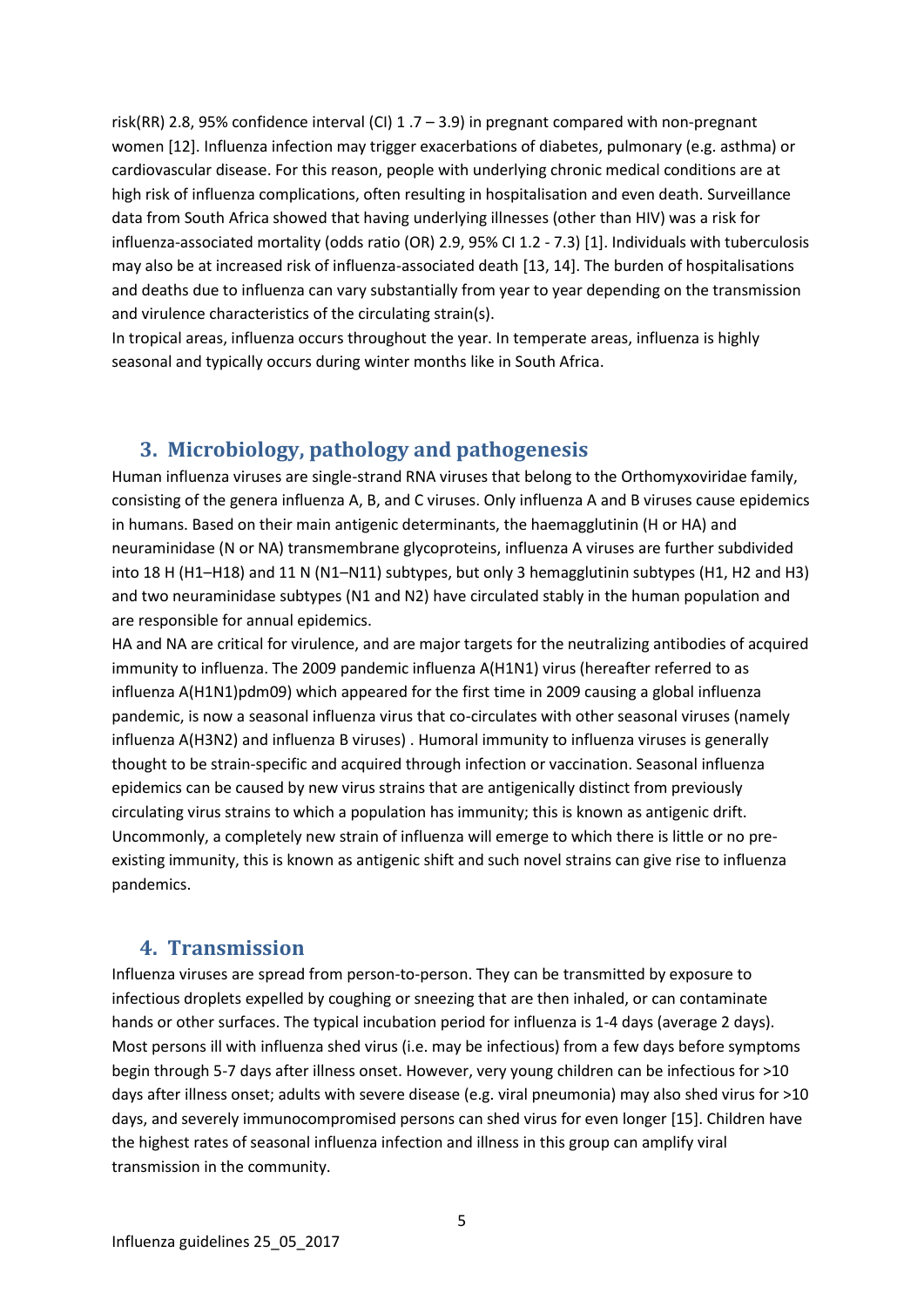risk(RR) 2.8, 95% confidence interval (CI) 1 .7 – 3.9) in pregnant compared with non-pregnant women [12]. Influenza infection may trigger exacerbations of diabetes, pulmonary (e.g. asthma) or cardiovascular disease. For this reason, people with underlying chronic medical conditions are at high risk of influenza complications, often resulting in hospitalisation and even death. Surveillance data from South Africa showed that having underlying illnesses (other than HIV) was a risk for influenza-associated mortality (odds ratio (OR) 2.9, 95% CI 1.2 - 7.3) [1]. Individuals with tuberculosis may also be at increased risk of influenza-associated death [13, 14]. The burden of hospitalisations and deaths due to influenza can vary substantially from year to year depending on the transmission and virulence characteristics of the circulating strain(s).

In tropical areas, influenza occurs throughout the year. In temperate areas, influenza is highly seasonal and typically occurs during winter months like in South Africa.

## 3. Microbiology, pathology and pathogenesis

Human influenza viruses are single-strand RNA viruses that belong to the Orthomyxoviridae family, consisting of the genera influenza A, B, and C viruses. Only influenza A and B viruses cause epidemics in humans. Based on their main antigenic determinants, the haemagglutinin (H or HA) and neuraminidase (N or NA) transmembrane glycoproteins, influenza A viruses are further subdivided into 18 H (H1–H18) and 11 N (N1–N11) subtypes, but only 3 hemagglutinin subtypes (H1, H2 and H3) and two neuraminidase subtypes (N1 and N2) have circulated stably in the human population and are responsible for annual epidemics.

HA and NA are critical for virulence, and are major targets for the neutralizing antibodies of acquired immunity to influenza. The 2009 pandemic influenza A(H1N1) virus (hereafter referred to as influenza A(H1N1)pdm09) which appeared for the first time in 2009 causing a global influenza pandemic, is now a seasonal influenza virus that co-circulates with other seasonal viruses (namely influenza A(H3N2) and influenza B viruses) . Humoral immunity to influenza viruses is generally thought to be strain-specific and acquired through infection or vaccination. Seasonal influenza epidemics can be caused by new virus strains that are antigenically distinct from previously circulating virus strains to which a population has immunity; this is known as antigenic drift. Uncommonly, a completely new strain of influenza will emerge to which there is little or no pre-existing immunity, this is known as antigenic shift and such novel strains can give rise to influenza pandemics.

## 4. Transmission

Influenza viruses are spread from person-to-person. They can be transmitted by exposure to infectious droplets expelled by coughing or sneezing that are then inhaled, or can contaminate hands or other surfaces. The typical incubation period for influenza is 1-4 days (average 2 days). Most persons ill with influenza shed virus (i.e. may be infectious) from a few days before symptoms begin through 5-7 days after illness onset. However, very young children can be infectious for >10 days after illness onset; adults with severe disease (e.g. viral pneumonia) may also shed virus for >10 days, and severely immunocompromised persons can shed virus for even longer [15]. Children have the highest rates of seasonal influenza infection and illness in this group can amplify viral transmission in the community.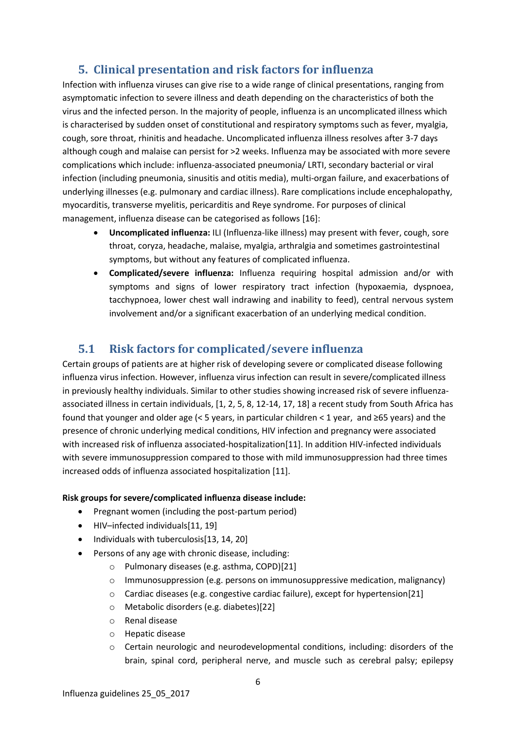## 5. Clinical presentation and risk factors for influenza

Infection with influenza viruses can give rise to a wide range of clinical presentations, ranging from asymptomatic infection to severe illness and death depending on the characteristics of both the virus and the infected person. In the majority of people, influenza is an uncomplicated illness which is characterised by sudden onset of constitutional and respiratory symptoms such as fever, myalgia, cough, sore throat, rhinitis and headache. Uncomplicated influenza illness resolves after 3-7 days although cough and malaise can persist for >2 weeks. Influenza may be associated with more severe complications which include: influenza-associated pneumonia/ LRTI, secondary bacterial or viral infection (including pneumonia, sinusitis and otitis media), multi-organ failure, and exacerbations of underlying illnesses (e.g. pulmonary and cardiac illness). Rare complications include encephalopathy, myocarditis, transverse myelitis, pericarditis and Reye syndrome. For purposes of clinical management, influenza disease can be categorised as follows [16]:

- **Uncomplicated influenza:** ILI (Influenza-like illness) may present with fever, cough, sore throat, coryza, headache, malaise, myalgia, arthralgia and sometimes gastrointestinal symptoms, but without any features of complicated influenza.
- **Complicated/severe influenza:** Influenza requiring hospital admission and/or with symptoms and signs of lower respiratory tract infection (hypoxaemia, dyspnoea, tacchypnoea, lower chest wall indrawing and inability to feed), central nervous system involvement and/or a significant exacerbation of an underlying medical condition.

## 5.1 Risk factors for complicated/severe influenza

Certain groups of patients are at higher risk of developing severe or complicated disease following influenza virus infection. However, influenza virus infection can result in severe/complicated illness in previously healthy individuals. Similar to other studies showing increased risk of severe influenza-associated illness in certain individuals, [1, 2, 5, 8, 12-14, 17, 18] a recent study from South Africa has found that younger and older age (< 5 years, in particular children < 1 year, and ≥65 years) and the presence of chronic underlying medical conditions, HIV infection and pregnancy were associated with increased risk of influenza associated-hospitalization[11]. In addition HIV-infected individuals with severe immunosuppression compared to those with mild immunosuppression had three times increased odds of influenza associated hospitalization [11].

**Risk groups for severe/complicated influenza disease include:**

- Pregnant women (including the post-partum period)
- HIV–infected individuals[11, 19]
- Individuals with tuberculosis[13, 14, 20]
- Persons of any age with chronic disease, including:
  - Pulmonary diseases (e.g. asthma, COPD)[21]
  - Immunosuppression (e.g. persons on immunosuppressive medication, malignancy)
  - Cardiac diseases (e.g. congestive cardiac failure), except for hypertension[21]
  - Metabolic disorders (e.g. diabetes)[22]
  - Renal disease
  - Hepatic disease
  - Certain neurologic and neurodevelopmental conditions, including: disorders of the brain, spinal cord, peripheral nerve, and muscle such as cerebral palsy; epilepsy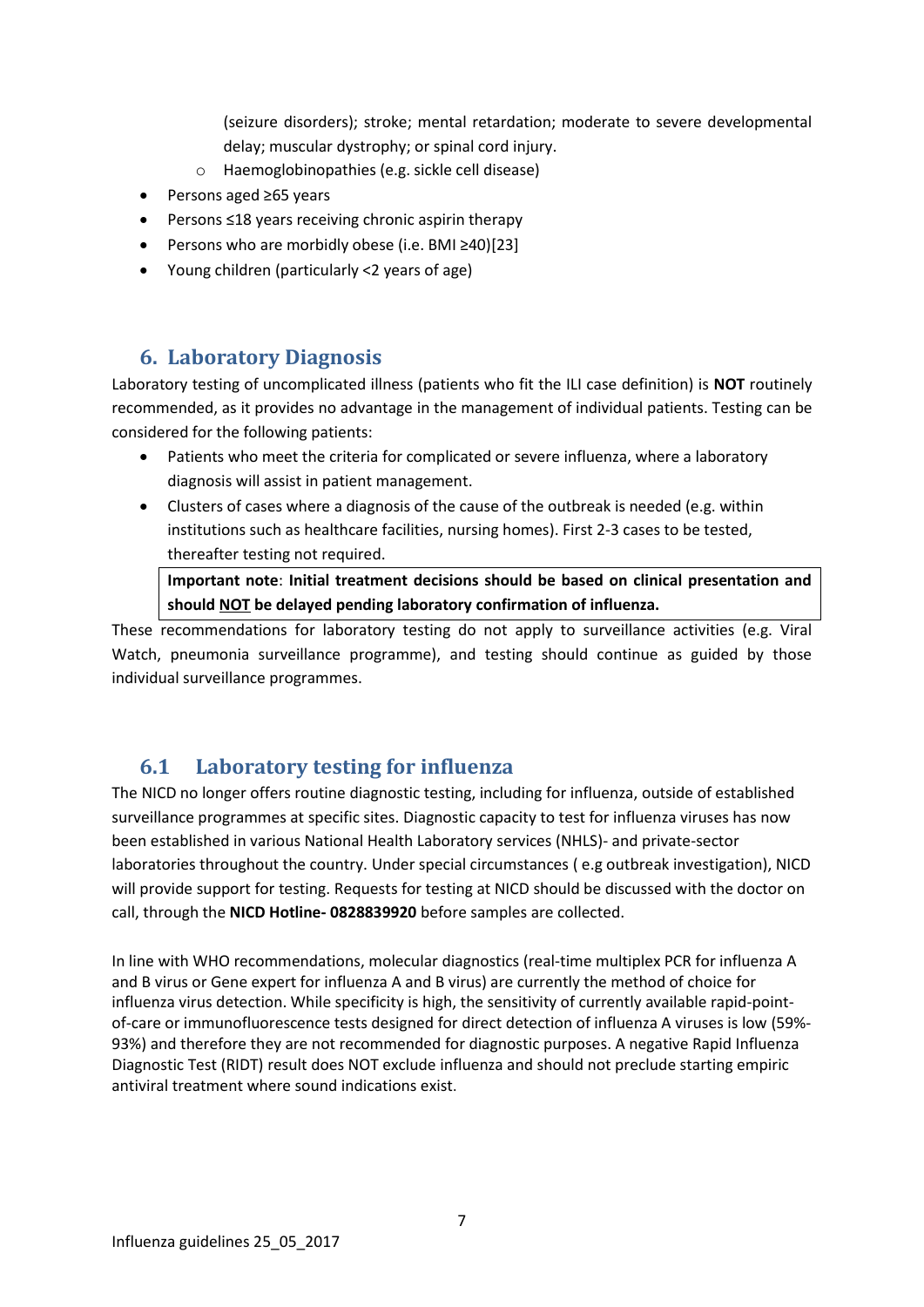(seizure disorders); stroke; mental retardation; moderate to severe developmental delay; muscular dystrophy; or spinal cord injury.
    - Haemoglobinopathies (e.g. sickle cell disease)
- Persons aged ≥65 years
- Persons ≤18 years receiving chronic aspirin therapy
- Persons who are morbidly obese (i.e. BMI ≥40)[23]
- Young children (particularly <2 years of age)

## 6. Laboratory Diagnosis

Laboratory testing of uncomplicated illness (patients who fit the ILI case definition) is **NOT** routinely recommended, as it provides no advantage in the management of individual patients. Testing can be considered for the following patients:

- Patients who meet the criteria for complicated or severe influenza, where a laboratory diagnosis will assist in patient management.
- Clusters of cases where a diagnosis of the cause of the outbreak is needed (e.g. within institutions such as healthcare facilities, nursing homes). First 2-3 cases to be tested, thereafter testing not required.

**Important note**: **Initial treatment decisions should be based on clinical presentation and should <u>NOT</u> be delayed pending laboratory confirmation of influenza.**

These recommendations for laboratory testing do not apply to surveillance activities (e.g. Viral Watch, pneumonia surveillance programme), and testing should continue as guided by those individual surveillance programmes.

## 6.1 Laboratory testing for influenza

The NICD no longer offers routine diagnostic testing, including for influenza, outside of established surveillance programmes at specific sites. Diagnostic capacity to test for influenza viruses has now been established in various National Health Laboratory services (NHLS)- and private-sector laboratories throughout the country. Under special circumstances ( e.g outbreak investigation), NICD will provide support for testing. Requests for testing at NICD should be discussed with the doctor on call, through the **NICD Hotline- 0828839920** before samples are collected.

In line with WHO recommendations, molecular diagnostics (real-time multiplex PCR for influenza A and B virus or Gene expert for influenza A and B virus) are currently the method of choice for influenza virus detection. While specificity is high, the sensitivity of currently available rapid-point-of-care or immunofluorescence tests designed for direct detection of influenza A viruses is low (59%-93%) and therefore they are not recommended for diagnostic purposes. A negative Rapid Influenza Diagnostic Test (RIDT) result does NOT exclude influenza and should not preclude starting empiric antiviral treatment where sound indications exist.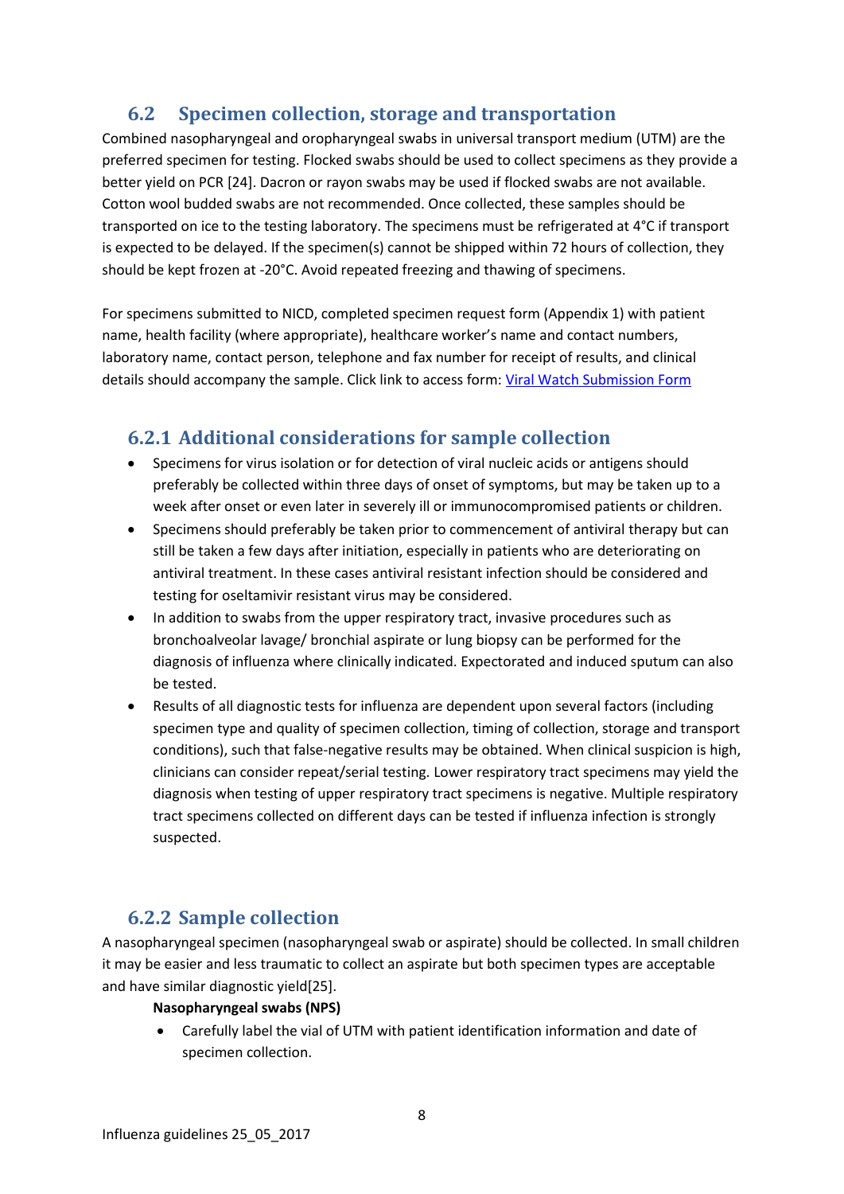## 6.2 Specimen collection, storage and transportation

Combined nasopharyngeal and oropharyngeal swabs in universal transport medium (UTM) are the preferred specimen for testing. Flocked swabs should be used to collect specimens as they provide a better yield on PCR [24]. Dacron or rayon swabs may be used if flocked swabs are not available. Cotton wool budded swabs are not recommended. Once collected, these samples should be transported on ice to the testing laboratory. The specimens must be refrigerated at 4°C if transport is expected to be delayed. If the specimen(s) cannot be shipped within 72 hours of collection, they should be kept frozen at -20°C. Avoid repeated freezing and thawing of specimens.

For specimens submitted to NICD, completed specimen request form (Appendix 1) with patient name, health facility (where appropriate), healthcare worker's name and contact numbers, laboratory name, contact person, telephone and fax number for receipt of results, and clinical details should accompany the sample. Click link to access form: Viral Watch Submission Form

### 6.2.1 Additional considerations for sample collection

- Specimens for virus isolation or for detection of viral nucleic acids or antigens should preferably be collected within three days of onset of symptoms, but may be taken up to a week after onset or even later in severely ill or immunocompromised patients or children.
- Specimens should preferably be taken prior to commencement of antiviral therapy but can still be taken a few days after initiation, especially in patients who are deteriorating on antiviral treatment. In these cases antiviral resistant infection should be considered and testing for oseltamivir resistant virus may be considered.
- In addition to swabs from the upper respiratory tract, invasive procedures such as bronchoalveolar lavage/ bronchial aspirate or lung biopsy can be performed for the diagnosis of influenza where clinically indicated. Expectorated and induced sputum can also be tested.
- Results of all diagnostic tests for influenza are dependent upon several factors (including specimen type and quality of specimen collection, timing of collection, storage and transport conditions), such that false-negative results may be obtained. When clinical suspicion is high, clinicians can consider repeat/serial testing. Lower respiratory tract specimens may yield the diagnosis when testing of upper respiratory tract specimens is negative. Multiple respiratory tract specimens collected on different days can be tested if influenza infection is strongly suspected.

### 6.2.2 Sample collection

A nasopharyngeal specimen (nasopharyngeal swab or aspirate) should be collected. In small children it may be easier and less traumatic to collect an aspirate but both specimen types are acceptable and have similar diagnostic yield[25].

**Nasopharyngeal swabs (NPS)**

- Carefully label the vial of UTM with patient identification information and date of specimen collection.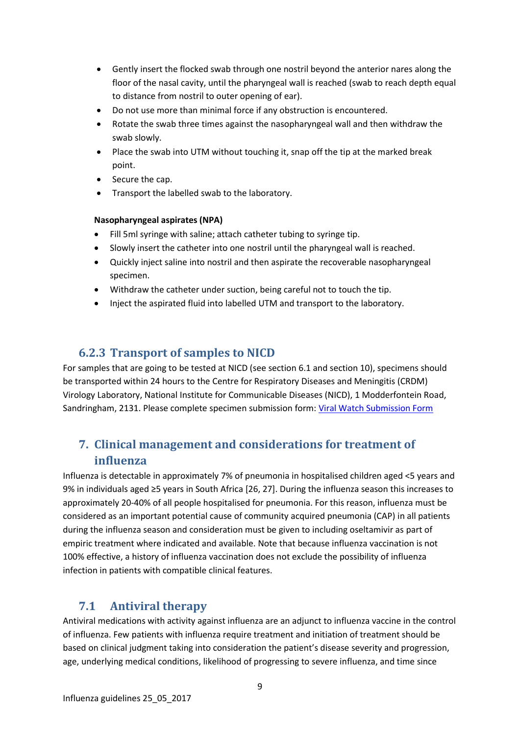- Gently insert the flocked swab through one nostril beyond the anterior nares along the floor of the nasal cavity, until the pharyngeal wall is reached (swab to reach depth equal to distance from nostril to outer opening of ear).
- Do not use more than minimal force if any obstruction is encountered.
- Rotate the swab three times against the nasopharyngeal wall and then withdraw the swab slowly.
- Place the swab into UTM without touching it, snap off the tip at the marked break point.
- Secure the cap.
- Transport the labelled swab to the laboratory.

**Nasopharyngeal aspirates (NPA)**

- Fill 5ml syringe with saline; attach catheter tubing to syringe tip.
- Slowly insert the catheter into one nostril until the pharyngeal wall is reached.
- Quickly inject saline into nostril and then aspirate the recoverable nasopharyngeal specimen.
- Withdraw the catheter under suction, being careful not to touch the tip.
- Inject the aspirated fluid into labelled UTM and transport to the laboratory.

### 6.2.3 Transport of samples to NICD

For samples that are going to be tested at NICD (see section 6.1 and section 10), specimens should be transported within 24 hours to the Centre for Respiratory Diseases and Meningitis (CRDM) Virology Laboratory, National Institute for Communicable Diseases (NICD), 1 Modderfontein Road, Sandringham, 2131. Please complete specimen submission form: Viral Watch Submission Form

## 7. Clinical management and considerations for treatment of influenza

Influenza is detectable in approximately 7% of pneumonia in hospitalised children aged <5 years and 9% in individuals aged ≥5 years in South Africa [26, 27]. During the influenza season this increases to approximately 20-40% of all people hospitalised for pneumonia. For this reason, influenza must be considered as an important potential cause of community acquired pneumonia (CAP) in all patients during the influenza season and consideration must be given to including oseltamivir as part of empiric treatment where indicated and available. Note that because influenza vaccination is not 100% effective, a history of influenza vaccination does not exclude the possibility of influenza infection in patients with compatible clinical features.

## 7.1 Antiviral therapy

Antiviral medications with activity against influenza are an adjunct to influenza vaccine in the control of influenza. Few patients with influenza require treatment and initiation of treatment should be based on clinical judgment taking into consideration the patient's disease severity and progression, age, underlying medical conditions, likelihood of progressing to severe influenza, and time since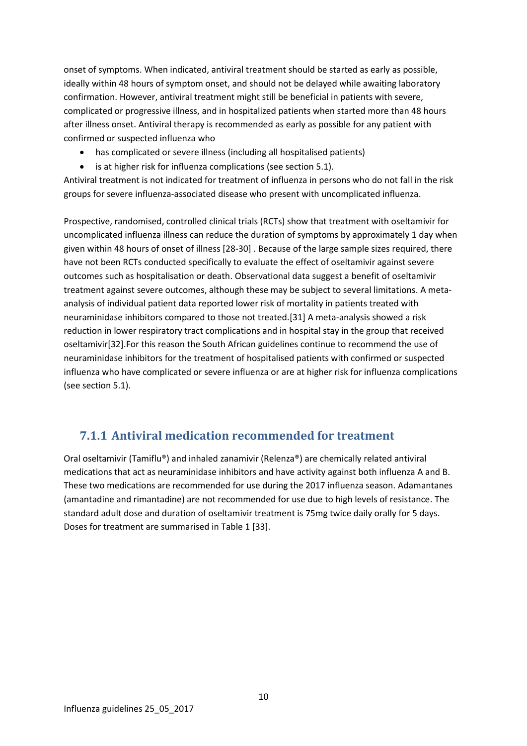onset of symptoms. When indicated, antiviral treatment should be started as early as possible, ideally within 48 hours of symptom onset, and should not be delayed while awaiting laboratory confirmation. However, antiviral treatment might still be beneficial in patients with severe, complicated or progressive illness, and in hospitalized patients when started more than 48 hours after illness onset. Antiviral therapy is recommended as early as possible for any patient with confirmed or suspected influenza who

- has complicated or severe illness (including all hospitalised patients)
- is at higher risk for influenza complications (see section 5.1).

Antiviral treatment is not indicated for treatment of influenza in persons who do not fall in the risk groups for severe influenza-associated disease who present with uncomplicated influenza.

Prospective, randomised, controlled clinical trials (RCTs) show that treatment with oseltamivir for uncomplicated influenza illness can reduce the duration of symptoms by approximately 1 day when given within 48 hours of onset of illness [28-30] . Because of the large sample sizes required, there have not been RCTs conducted specifically to evaluate the effect of oseltamivir against severe outcomes such as hospitalisation or death. Observational data suggest a benefit of oseltamivir treatment against severe outcomes, although these may be subject to several limitations. A meta-analysis of individual patient data reported lower risk of mortality in patients treated with neuraminidase inhibitors compared to those not treated.[31] A meta-analysis showed a risk reduction in lower respiratory tract complications and in hospital stay in the group that received oseltamivir[32].For this reason the South African guidelines continue to recommend the use of neuraminidase inhibitors for the treatment of hospitalised patients with confirmed or suspected influenza who have complicated or severe influenza or are at higher risk for influenza complications (see section 5.1).

### 7.1.1 Antiviral medication recommended for treatment

Oral oseltamivir (Tamiflu®) and inhaled zanamivir (Relenza®) are chemically related antiviral medications that act as neuraminidase inhibitors and have activity against both influenza A and B. These two medications are recommended for use during the 2017 influenza season. Adamantanes (amantadine and rimantadine) are not recommended for use due to high levels of resistance. The standard adult dose and duration of oseltamivir treatment is 75mg twice daily orally for 5 days. Doses for treatment are summarised in Table 1 [33].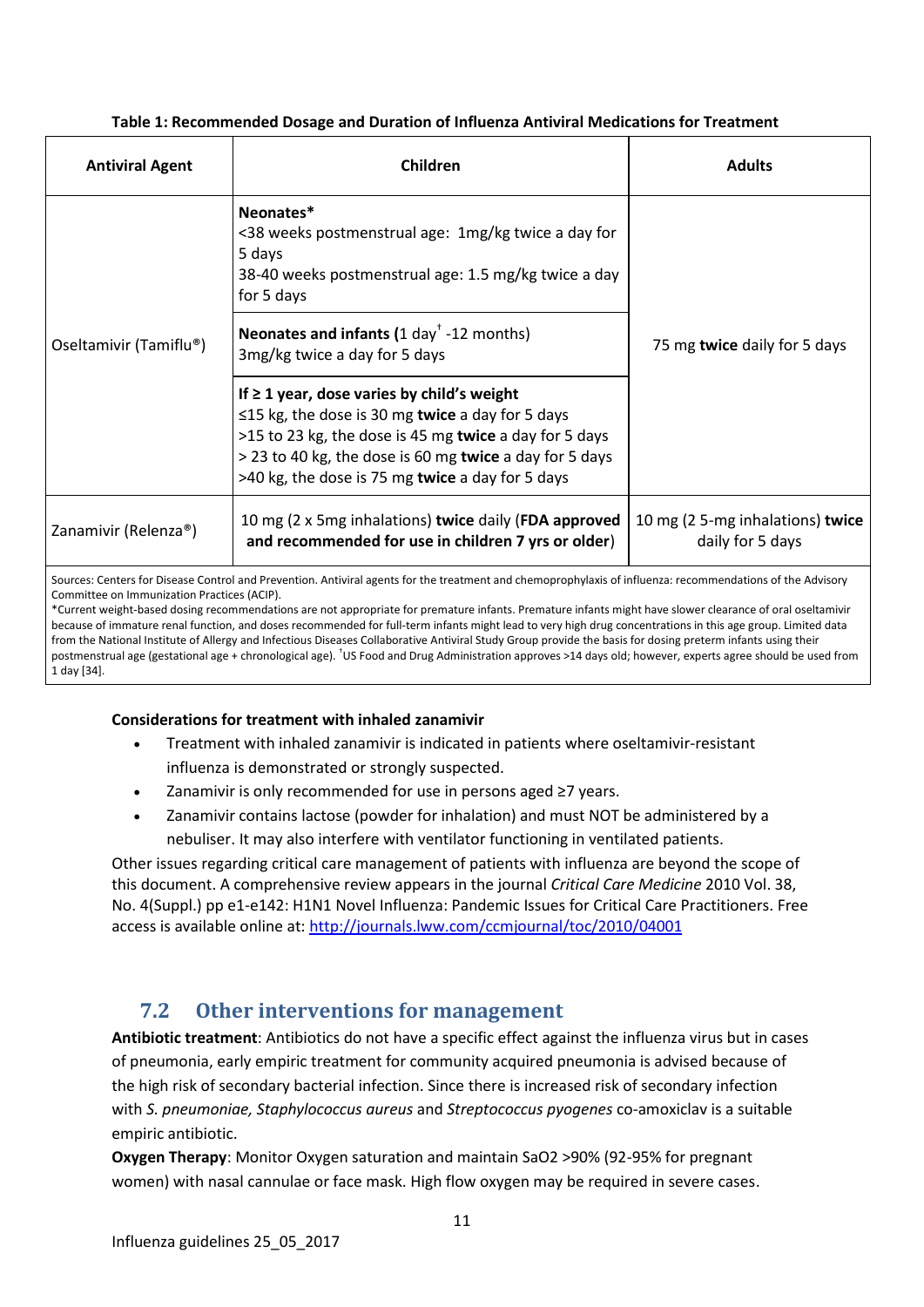**Table 1: Recommended Dosage and Duration of Influenza Antiviral Medications for Treatment**

| Antiviral Agent | Children | Adults |
|---|---|---|
| Oseltamivir (Tamiflu®) | **Neonates***<br><38 weeks postmenstrual age: 1mg/kg twice a day for 5 days<br>38-40 weeks postmenstrual age: 1.5 mg/kg twice a day for 5 days | 75 mg **twice** daily for 5 days |
| | **Neonates and infants (**1 day[†] -12 months)<br>3mg/kg twice a day for 5 days | |
| | **If ≥ 1 year, dose varies by child's weight**<br>≤15 kg, the dose is 30 mg **twice** a day for 5 days<br>>15 to 23 kg, the dose is 45 mg **twice** a day for 5 days<br>> 23 to 40 kg, the dose is 60 mg **twice** a day for 5 days<br>>40 kg, the dose is 75 mg **twice** a day for 5 days | |
| Zanamivir (Relenza®) | 10 mg (2 x 5mg inhalations) **twice** daily (**FDA approved and recommended for use in children 7 yrs or older**) | 10 mg (2 5-mg inhalations) **twice** daily for 5 days |

Sources: Centers for Disease Control and Prevention. Antiviral agents for the treatment and chemoprophylaxis of influenza: recommendations of the Advisory Committee on Immunization Practices (ACIP).
*Current weight-based dosing recommendations are not appropriate for premature infants. Premature infants might have slower clearance of oral oseltamivir because of immature renal function, and doses recommended for full-term infants might lead to very high drug concentrations in this age group. Limited data from the National Institute of Allergy and Infectious Diseases Collaborative Antiviral Study Group provide the basis for dosing preterm infants using their postmenstrual age (gestational age + chronological age). [†]US Food and Drug Administration approves >14 days old; however, experts agree should be used from 1 day [34].

**Considerations for treatment with inhaled zanamivir**

- Treatment with inhaled zanamivir is indicated in patients where oseltamivir-resistant influenza is demonstrated or strongly suspected.
- Zanamivir is only recommended for use in persons aged ≥7 years.
- Zanamivir contains lactose (powder for inhalation) and must NOT be administered by a nebuliser. It may also interfere with ventilator functioning in ventilated patients.

Other issues regarding critical care management of patients with influenza are beyond the scope of this document. A comprehensive review appears in the journal *Critical Care Medicine* 2010 Vol. 38, No. 4(Suppl.) pp e1-e142: H1N1 Novel Influenza: Pandemic Issues for Critical Care Practitioners. Free access is available online at: http://journals.lww.com/ccmjournal/toc/2010/04001

## 7.2 Other interventions for management

**Antibiotic treatment**: Antibiotics do not have a specific effect against the influenza virus but in cases of pneumonia, early empiric treatment for community acquired pneumonia is advised because of the high risk of secondary bacterial infection. Since there is increased risk of secondary infection with *S. pneumoniae, Staphylococcus aureus* and *Streptococcus pyogenes* co-amoxiclav is a suitable empiric antibiotic.

**Oxygen Therapy**: Monitor Oxygen saturation and maintain $SaO_2$ >90% (92-95% for pregnant women) with nasal cannulae or face mask. High flow oxygen may be required in severe cases.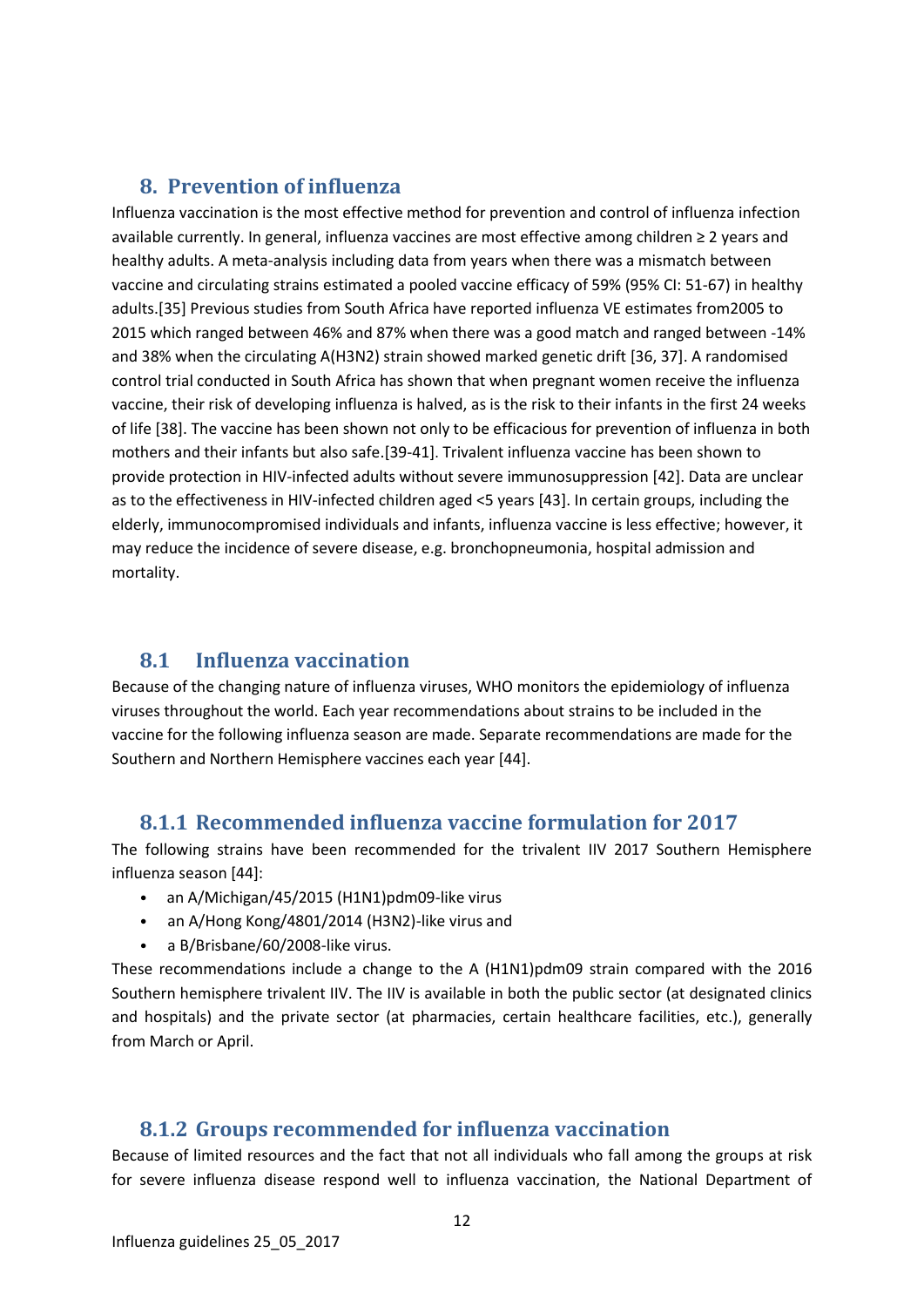## 8. Prevention of influenza

Influenza vaccination is the most effective method for prevention and control of influenza infection available currently. In general, influenza vaccines are most effective among children ≥ 2 years and healthy adults. A meta-analysis including data from years when there was a mismatch between vaccine and circulating strains estimated a pooled vaccine efficacy of 59% (95% CI: 51-67) in healthy adults.[35] Previous studies from South Africa have reported influenza VE estimates from2005 to 2015 which ranged between 46% and 87% when there was a good match and ranged between -14% and 38% when the circulating A(H3N2) strain showed marked genetic drift [36, 37]. A randomised control trial conducted in South Africa has shown that when pregnant women receive the influenza vaccine, their risk of developing influenza is halved, as is the risk to their infants in the first 24 weeks of life [38]. The vaccine has been shown not only to be efficacious for prevention of influenza in both mothers and their infants but also safe.[39-41]. Trivalent influenza vaccine has been shown to provide protection in HIV-infected adults without severe immunosuppression [42]. Data are unclear as to the effectiveness in HIV-infected children aged <5 years [43]. In certain groups, including the elderly, immunocompromised individuals and infants, influenza vaccine is less effective; however, it may reduce the incidence of severe disease, e.g. bronchopneumonia, hospital admission and mortality.

### 8.1 Influenza vaccination

Because of the changing nature of influenza viruses, WHO monitors the epidemiology of influenza viruses throughout the world. Each year recommendations about strains to be included in the vaccine for the following influenza season are made. Separate recommendations are made for the Southern and Northern Hemisphere vaccines each year [44].

#### 8.1.1 Recommended influenza vaccine formulation for 2017

The following strains have been recommended for the trivalent IIV 2017 Southern Hemisphere influenza season [44]:

- an A/Michigan/45/2015 (H1N1)pdm09-like virus
- an A/Hong Kong/4801/2014 (H3N2)-like virus and
- a B/Brisbane/60/2008-like virus.

These recommendations include a change to the A (H1N1)pdm09 strain compared with the 2016 Southern hemisphere trivalent IIV. The IIV is available in both the public sector (at designated clinics and hospitals) and the private sector (at pharmacies, certain healthcare facilities, etc.), generally from March or April.

#### 8.1.2 Groups recommended for influenza vaccination

Because of limited resources and the fact that not all individuals who fall among the groups at risk for severe influenza disease respond well to influenza vaccination, the National Department of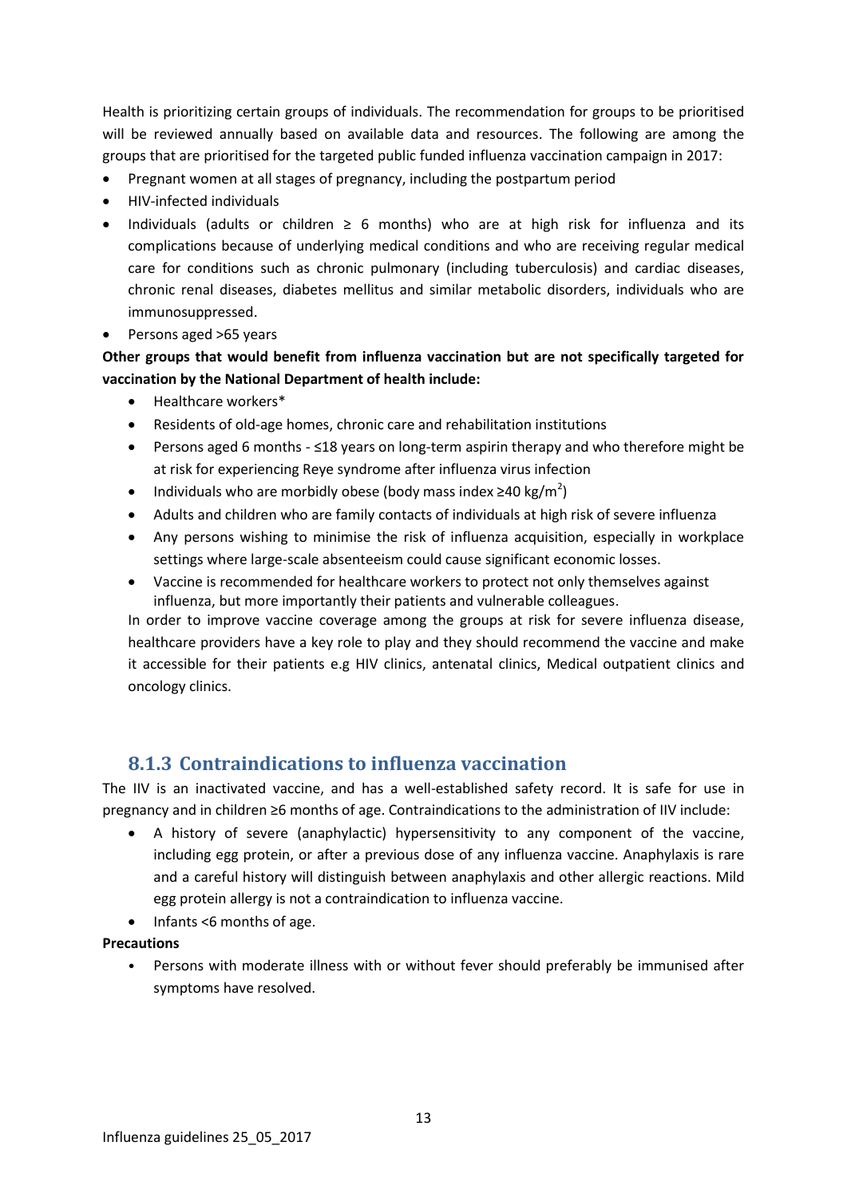Health is prioritizing certain groups of individuals. The recommendation for groups to be prioritised will be reviewed annually based on available data and resources. The following are among the groups that are prioritised for the targeted public funded influenza vaccination campaign in 2017:

- Pregnant women at all stages of pregnancy, including the postpartum period
- HIV-infected individuals
- Individuals (adults or children ≥ 6 months) who are at high risk for influenza and its complications because of underlying medical conditions and who are receiving regular medical care for conditions such as chronic pulmonary (including tuberculosis) and cardiac diseases, chronic renal diseases, diabetes mellitus and similar metabolic disorders, individuals who are immunosuppressed.
- Persons aged >65 years

**Other groups that would benefit from influenza vaccination but are not specifically targeted for vaccination by the National Department of health include:**

- Healthcare workers*
- Residents of old-age homes, chronic care and rehabilitation institutions
- Persons aged 6 months - ≤18 years on long-term aspirin therapy and who therefore might be at risk for experiencing Reye syndrome after influenza virus infection
- Individuals who are morbidly obese (body mass index ≥40 kg/m$^2$)
- Adults and children who are family contacts of individuals at high risk of severe influenza
- Any persons wishing to minimise the risk of influenza acquisition, especially in workplace settings where large-scale absenteeism could cause significant economic losses.
- Vaccine is recommended for healthcare workers to protect not only themselves against influenza, but more importantly their patients and vulnerable colleagues.

In order to improve vaccine coverage among the groups at risk for severe influenza disease, healthcare providers have a key role to play and they should recommend the vaccine and make it accessible for their patients e.g HIV clinics, antenatal clinics, Medical outpatient clinics and oncology clinics.

### 8.1.3 Contraindications to influenza vaccination

The IIV is an inactivated vaccine, and has a well-established safety record. It is safe for use in pregnancy and in children ≥6 months of age. Contraindications to the administration of IIV include:

- A history of severe (anaphylactic) hypersensitivity to any component of the vaccine, including egg protein, or after a previous dose of any influenza vaccine. Anaphylaxis is rare and a careful history will distinguish between anaphylaxis and other allergic reactions. Mild egg protein allergy is not a contraindication to influenza vaccine.
- Infants <6 months of age.

**Precautions**

- Persons with moderate illness with or without fever should preferably be immunised after symptoms have resolved.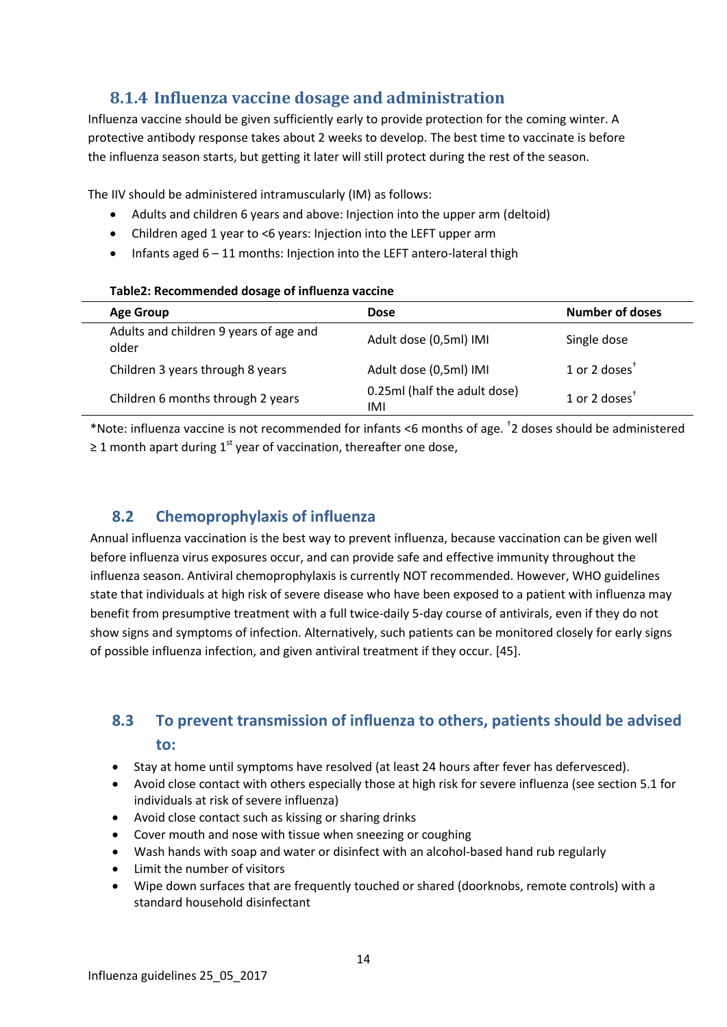### 8.1.4 Influenza vaccine dosage and administration

Influenza vaccine should be given sufficiently early to provide protection for the coming winter. A protective antibody response takes about 2 weeks to develop. The best time to vaccinate is before the influenza season starts, but getting it later will still protect during the rest of the season.

The IIV should be administered intramuscularly (IM) as follows:

- Adults and children 6 years and above: Injection into the upper arm (deltoid)
- Children aged 1 year to <6 years: Injection into the LEFT upper arm
- Infants aged 6 – 11 months: Injection into the LEFT antero-lateral thigh

**Table2: Recommended dosage of influenza vaccine**

| Age Group | Dose | Number of doses |
|---|---|---|
| Adults and children 9 years of age and older | Adult dose (0,5ml) IMI | Single dose |
| Children 3 years through 8 years | Adult dose (0,5ml) IMI | 1 or 2 doses[†] |
| Children 6 months through 2 years | 0.25ml (half the adult dose) IMI | 1 or 2 doses[†] |

*Note: influenza vaccine is not recommended for infants <6 months of age. [†]2 doses should be administered ≥ 1 month apart during 1[st] year of vaccination, thereafter one dose,

## 8.2 Chemoprophylaxis of influenza

Annual influenza vaccination is the best way to prevent influenza, because vaccination can be given well before influenza virus exposures occur, and can provide safe and effective immunity throughout the influenza season. Antiviral chemoprophylaxis is currently NOT recommended. However, WHO guidelines state that individuals at high risk of severe disease who have been exposed to a patient with influenza may benefit from presumptive treatment with a full twice-daily 5-day course of antivirals, even if they do not show signs and symptoms of infection. Alternatively, such patients can be monitored closely for early signs of possible influenza infection, and given antiviral treatment if they occur. [45].

## 8.3 To prevent transmission of influenza to others, patients should be advised to:

- Stay at home until symptoms have resolved (at least 24 hours after fever has defervesced).
- Avoid close contact with others especially those at high risk for severe influenza (see section 5.1 for individuals at risk of severe influenza)
- Avoid close contact such as kissing or sharing drinks
- Cover mouth and nose with tissue when sneezing or coughing
- Wash hands with soap and water or disinfect with an alcohol-based hand rub regularly
- Limit the number of visitors
- Wipe down surfaces that are frequently touched or shared (doorknobs, remote controls) with a standard household disinfectant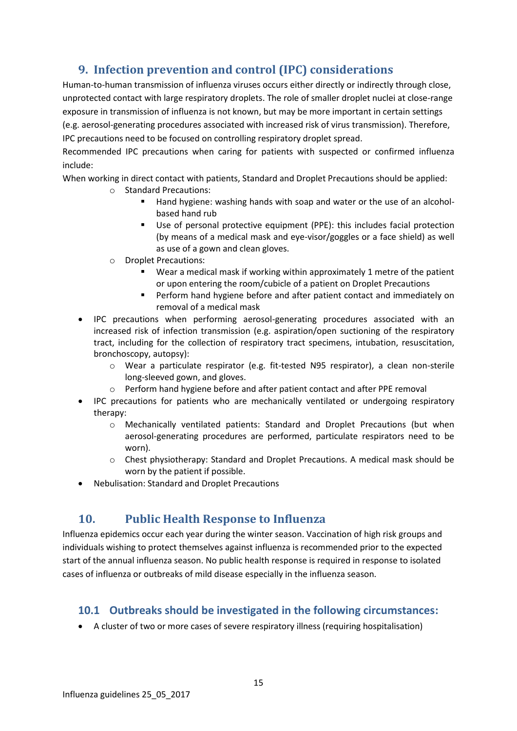## 9. Infection prevention and control (IPC) considerations

Human-to-human transmission of influenza viruses occurs either directly or indirectly through close, unprotected contact with large respiratory droplets. The role of smaller droplet nuclei at close-range exposure in transmission of influenza is not known, but may be more important in certain settings (e.g. aerosol-generating procedures associated with increased risk of virus transmission). Therefore, IPC precautions need to be focused on controlling respiratory droplet spread.

Recommended IPC precautions when caring for patients with suspected or confirmed influenza include:

When working in direct contact with patients, Standard and Droplet Precautions should be applied:

- Standard Precautions:
  - Hand hygiene: washing hands with soap and water or the use of an alcohol-based hand rub
  - Use of personal protective equipment (PPE): this includes facial protection (by means of a medical mask and eye-visor/goggles or a face shield) as well as use of a gown and clean gloves.
- Droplet Precautions:
  - Wear a medical mask if working within approximately 1 metre of the patient or upon entering the room/cubicle of a patient on Droplet Precautions
  - Perform hand hygiene before and after patient contact and immediately on removal of a medical mask

- IPC precautions when performing aerosol-generating procedures associated with an increased risk of infection transmission (e.g. aspiration/open suctioning of the respiratory tract, including for the collection of respiratory tract specimens, intubation, resuscitation, bronchoscopy, autopsy):
  - Wear a particulate respirator (e.g. fit-tested N95 respirator), a clean non-sterile long-sleeved gown, and gloves.
  - Perform hand hygiene before and after patient contact and after PPE removal
- IPC precautions for patients who are mechanically ventilated or undergoing respiratory therapy:
  - Mechanically ventilated patients: Standard and Droplet Precautions (but when aerosol-generating procedures are performed, particulate respirators need to be worn).
  - Chest physiotherapy: Standard and Droplet Precautions. A medical mask should be worn by the patient if possible.
- Nebulisation: Standard and Droplet Precautions

## 10. Public Health Response to Influenza

Influenza epidemics occur each year during the winter season. Vaccination of high risk groups and individuals wishing to protect themselves against influenza is recommended prior to the expected start of the annual influenza season. No public health response is required in response to isolated cases of influenza or outbreaks of mild disease especially in the influenza season.

### 10.1 Outbreaks should be investigated in the following circumstances:

- A cluster of two or more cases of severe respiratory illness (requiring hospitalisation)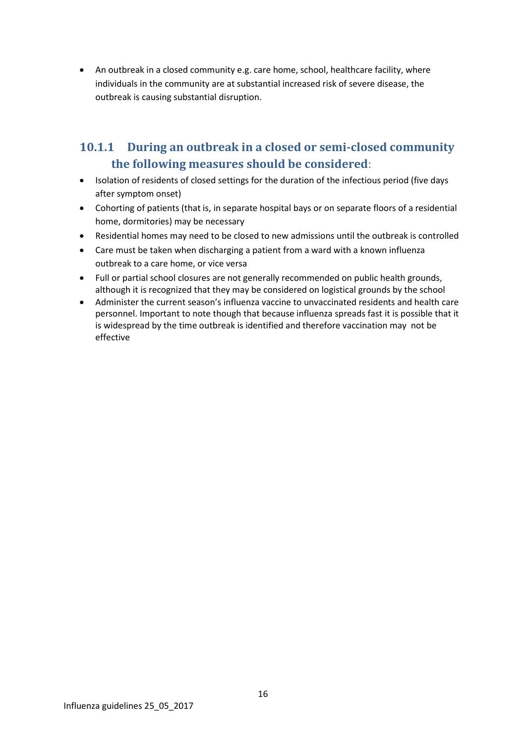- An outbreak in a closed community e.g. care home, school, healthcare facility, where individuals in the community are at substantial increased risk of severe disease, the outbreak is causing substantial disruption.

### 10.1.1 During an outbreak in a closed or semi-closed community the following measures should be considered:

- Isolation of residents of closed settings for the duration of the infectious period (five days after symptom onset)
- Cohorting of patients (that is, in separate hospital bays or on separate floors of a residential home, dormitories) may be necessary
- Residential homes may need to be closed to new admissions until the outbreak is controlled
- Care must be taken when discharging a patient from a ward with a known influenza outbreak to a care home, or vice versa
- Full or partial school closures are not generally recommended on public health grounds, although it is recognized that they may be considered on logistical grounds by the school
- Administer the current season's influenza vaccine to unvaccinated residents and health care personnel. Important to note though that because influenza spreads fast it is possible that it is widespread by the time outbreak is identified and therefore vaccination may not be effective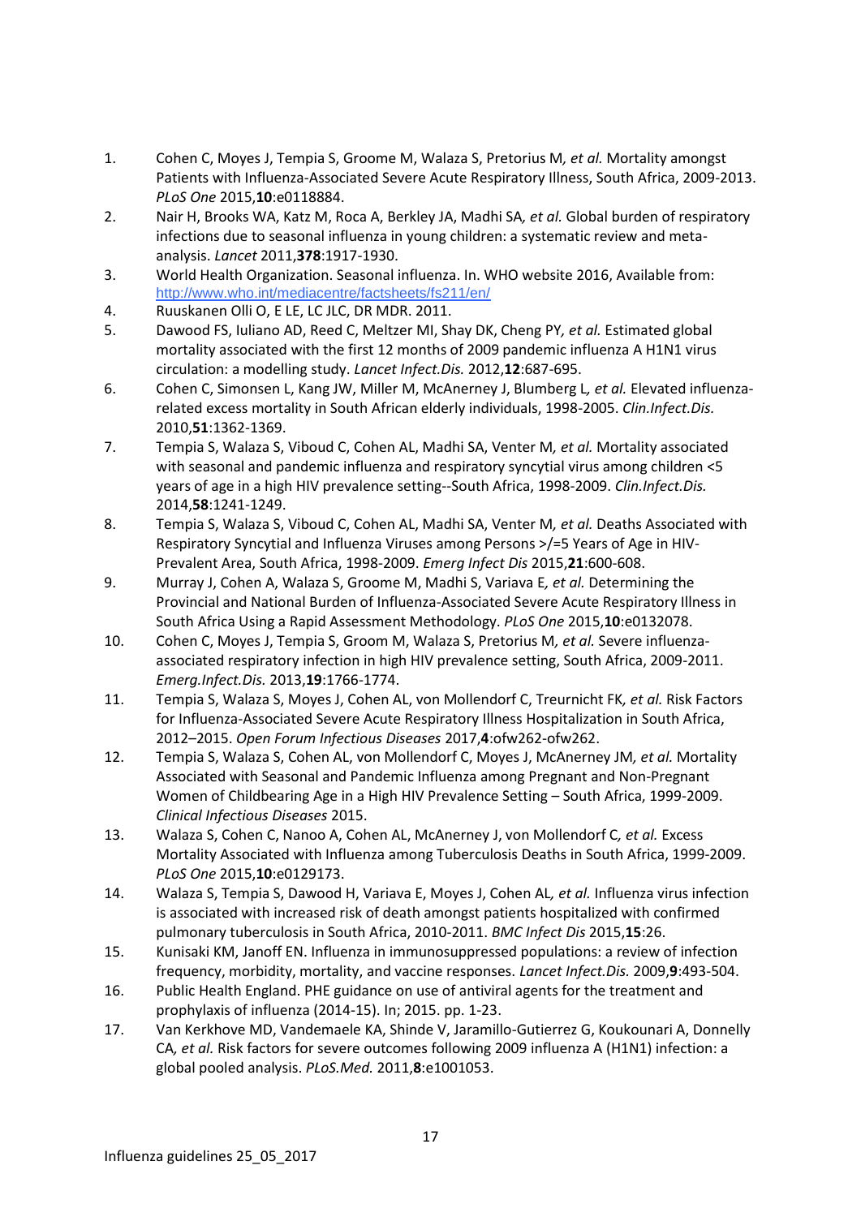1. Cohen C, Moyes J, Tempia S, Groome M, Walaza S, Pretorius M*, et al.* Mortality amongst Patients with Influenza-Associated Severe Acute Respiratory Illness, South Africa, 2009-2013. *PLoS One* 2015,**10**:e0118884.
2. Nair H, Brooks WA, Katz M, Roca A, Berkley JA, Madhi SA*, et al.* Global burden of respiratory infections due to seasonal influenza in young children: a systematic review and meta-analysis. *Lancet* 2011,**378**:1917-1930.
3. World Health Organization. Seasonal influenza. In. WHO website 2016, Available from: http://www.who.int/mediacentre/factsheets/fs211/en/
4. Ruuskanen Olli O, E LE, LC JLC, DR MDR. 2011.
5. Dawood FS, Iuliano AD, Reed C, Meltzer MI, Shay DK, Cheng PY*, et al.* Estimated global mortality associated with the first 12 months of 2009 pandemic influenza A H1N1 virus circulation: a modelling study. *Lancet Infect.Dis.* 2012,**12**:687-695.
6. Cohen C, Simonsen L, Kang JW, Miller M, McAnerney J, Blumberg L*, et al.* Elevated influenza-related excess mortality in South African elderly individuals, 1998-2005. *Clin.Infect.Dis.* 2010,**51**:1362-1369.
7. Tempia S, Walaza S, Viboud C, Cohen AL, Madhi SA, Venter M*, et al.* Mortality associated with seasonal and pandemic influenza and respiratory syncytial virus among children <5 years of age in a high HIV prevalence setting--South Africa, 1998-2009. *Clin.Infect.Dis.* 2014,**58**:1241-1249.
8. Tempia S, Walaza S, Viboud C, Cohen AL, Madhi SA, Venter M*, et al.* Deaths Associated with Respiratory Syncytial and Influenza Viruses among Persons >/=5 Years of Age in HIV-Prevalent Area, South Africa, 1998-2009. *Emerg Infect Dis* 2015,**21**:600-608.
9. Murray J, Cohen A, Walaza S, Groome M, Madhi S, Variava E*, et al.* Determining the Provincial and National Burden of Influenza-Associated Severe Acute Respiratory Illness in South Africa Using a Rapid Assessment Methodology. *PLoS One* 2015,**10**:e0132078.
10. Cohen C, Moyes J, Tempia S, Walaza S, Pretorius M*, et al.* Severe influenza-associated respiratory infection in high HIV prevalence setting, South Africa, 2009-2011. *Emerg.Infect.Dis.* 2013,**19**:1766-1774.
11. Tempia S, Walaza S, Moyes J, Cohen AL, von Mollendorf C, Treurnicht FK*, et al.* Risk Factors for Influenza-Associated Severe Acute Respiratory Illness Hospitalization in South Africa, 2012–2015. *Open Forum Infectious Diseases* 2017,**4**:ofw262-ofw262.
12. Tempia S, Walaza S, Cohen AL, von Mollendorf C, Moyes J, McAnerney JM*, et al.* Mortality Associated with Seasonal and Pandemic Influenza among Pregnant and Non-Pregnant Women of Childbearing Age in a High HIV Prevalence Setting – South Africa, 1999-2009. *Clinical Infectious Diseases* 2015.
13. Walaza S, Cohen C, Nanoo A, Cohen AL, McAnerney J, von Mollendorf C*, et al.* Excess Mortality Associated with Influenza among Tuberculosis Deaths in South Africa, 1999-2009. *PLoS One* 2015,**10**:e0129173.
14. Walaza S, Tempia S, Dawood H, Variava E, Moyes J, Cohen AL*, et al.* Influenza virus infection is associated with increased risk of death amongst patients hospitalized with confirmed pulmonary tuberculosis in South Africa, 2010-2011. *BMC Infect Dis* 2015,**15**:26.
15. Kunisaki KM, Janoff EN. Influenza in immunosuppressed populations: a review of infection frequency, morbidity, mortality, and vaccine responses. *Lancet Infect.Dis.* 2009,**9**:493-504.
16. Public Health England. PHE guidance on use of antiviral agents for the treatment and prophylaxis of influenza (2014-15). In; 2015. pp. 1-23.
17. Van Kerkhove MD, Vandemaele KA, Shinde V, Jaramillo-Gutierrez G, Koukounari A, Donnelly CA*, et al.* Risk factors for severe outcomes following 2009 influenza A (H1N1) infection: a global pooled analysis. *PLoS.Med.* 2011,**8**:e1001053.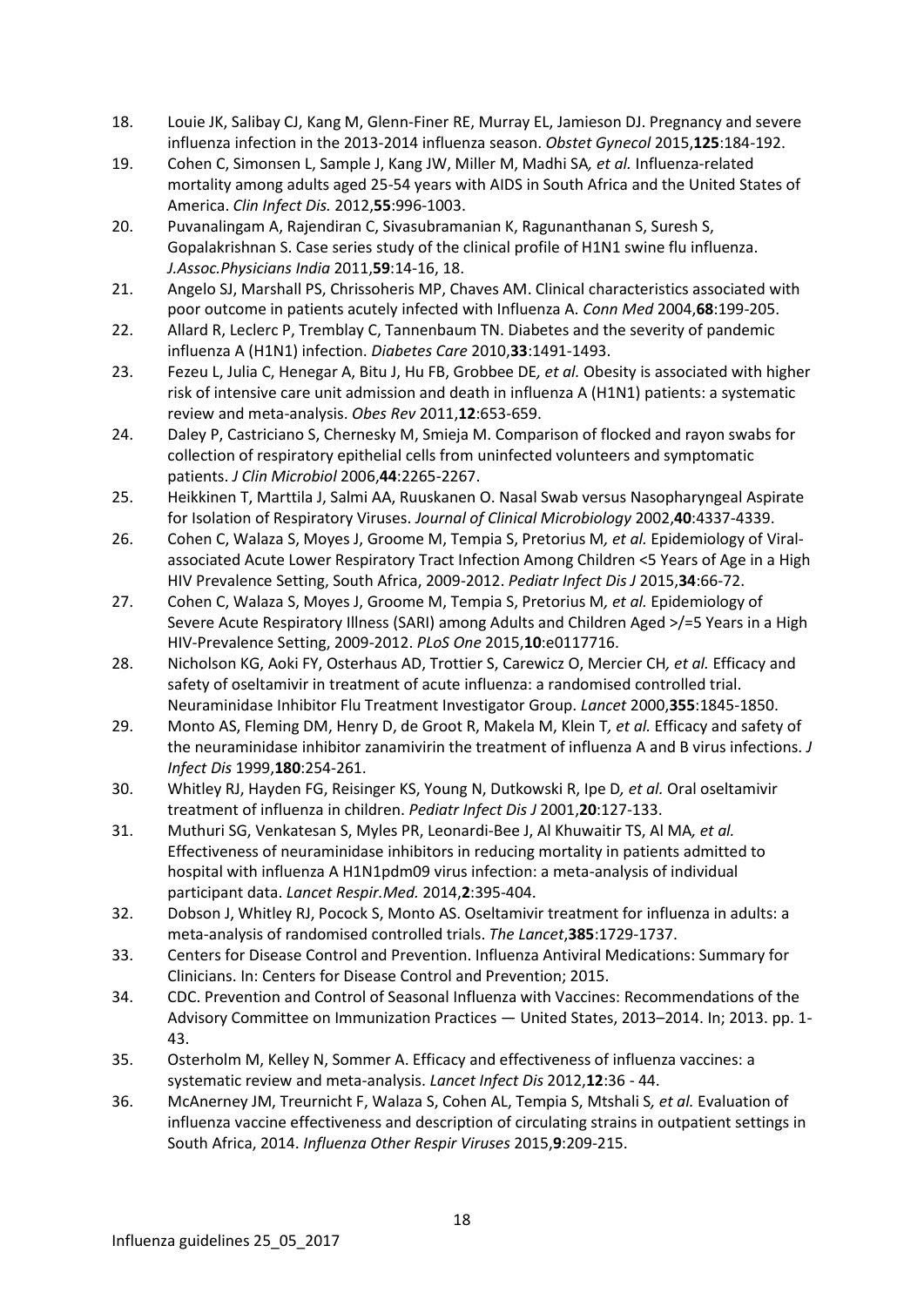18. Louie JK, Salibay CJ, Kang M, Glenn-Finer RE, Murray EL, Jamieson DJ. Pregnancy and severe influenza infection in the 2013-2014 influenza season. *Obstet Gynecol* 2015,**125**:184-192.
19. Cohen C, Simonsen L, Sample J, Kang JW, Miller M, Madhi SA*, et al.* Influenza-related mortality among adults aged 25-54 years with AIDS in South Africa and the United States of America. *Clin Infect Dis.* 2012,**55**:996-1003.
20. Puvanalingam A, Rajendiran C, Sivasubramanian K, Ragunanthanan S, Suresh S, Gopalakrishnan S. Case series study of the clinical profile of H1N1 swine flu influenza. *J.Assoc.Physicians India* 2011,**59**:14-16, 18.
21. Angelo SJ, Marshall PS, Chrissoheris MP, Chaves AM. Clinical characteristics associated with poor outcome in patients acutely infected with Influenza A. *Conn Med* 2004,**68**:199-205.
22. Allard R, Leclerc P, Tremblay C, Tannenbaum TN. Diabetes and the severity of pandemic influenza A (H1N1) infection. *Diabetes Care* 2010,**33**:1491-1493.
23. Fezeu L, Julia C, Henegar A, Bitu J, Hu FB, Grobbee DE*, et al.* Obesity is associated with higher risk of intensive care unit admission and death in influenza A (H1N1) patients: a systematic review and meta-analysis. *Obes Rev* 2011,**12**:653-659.
24. Daley P, Castriciano S, Chernesky M, Smieja M. Comparison of flocked and rayon swabs for collection of respiratory epithelial cells from uninfected volunteers and symptomatic patients. *J Clin Microbiol* 2006,**44**:2265-2267.
25. Heikkinen T, Marttila J, Salmi AA, Ruuskanen O. Nasal Swab versus Nasopharyngeal Aspirate for Isolation of Respiratory Viruses. *Journal of Clinical Microbiology* 2002,**40**:4337-4339.
26. Cohen C, Walaza S, Moyes J, Groome M, Tempia S, Pretorius M*, et al.* Epidemiology of Viral-associated Acute Lower Respiratory Tract Infection Among Children <5 Years of Age in a High HIV Prevalence Setting, South Africa, 2009-2012. *Pediatr Infect Dis J* 2015,**34**:66-72.
27. Cohen C, Walaza S, Moyes J, Groome M, Tempia S, Pretorius M*, et al.* Epidemiology of Severe Acute Respiratory Illness (SARI) among Adults and Children Aged >/=5 Years in a High HIV-Prevalence Setting, 2009-2012. *PLoS One* 2015,**10**:e0117716.
28. Nicholson KG, Aoki FY, Osterhaus AD, Trottier S, Carewicz O, Mercier CH*, et al.* Efficacy and safety of oseltamivir in treatment of acute influenza: a randomised controlled trial. Neuraminidase Inhibitor Flu Treatment Investigator Group. *Lancet* 2000,**355**:1845-1850.
29. Monto AS, Fleming DM, Henry D, de Groot R, Makela M, Klein T*, et al.* Efficacy and safety of the neuraminidase inhibitor zanamivirin the treatment of influenza A and B virus infections. *J Infect Dis* 1999,**180**:254-261.
30. Whitley RJ, Hayden FG, Reisinger KS, Young N, Dutkowski R, Ipe D*, et al.* Oral oseltamivir treatment of influenza in children. *Pediatr Infect Dis J* 2001,**20**:127-133.
31. Muthuri SG, Venkatesan S, Myles PR, Leonardi-Bee J, Al Khuwaitir TS, Al MA*, et al.* Effectiveness of neuraminidase inhibitors in reducing mortality in patients admitted to hospital with influenza A H1N1pdm09 virus infection: a meta-analysis of individual participant data. *Lancet Respir.Med.* 2014,**2**:395-404.
32. Dobson J, Whitley RJ, Pocock S, Monto AS. Oseltamivir treatment for influenza in adults: a meta-analysis of randomised controlled trials. *The Lancet*,**385**:1729-1737.
33. Centers for Disease Control and Prevention. Influenza Antiviral Medications: Summary for Clinicians. In: Centers for Disease Control and Prevention; 2015.
34. CDC. Prevention and Control of Seasonal Influenza with Vaccines: Recommendations of the Advisory Committee on Immunization Practices — United States, 2013–2014. In; 2013. pp. 1-43.
35. Osterholm M, Kelley N, Sommer A. Efficacy and effectiveness of influenza vaccines: a systematic review and meta-analysis. *Lancet Infect Dis* 2012,**12**:36 - 44.
36. McAnerney JM, Treurnicht F, Walaza S, Cohen AL, Tempia S, Mtshali S*, et al.* Evaluation of influenza vaccine effectiveness and description of circulating strains in outpatient settings in South Africa, 2014. *Influenza Other Respir Viruses* 2015,**9**:209-215.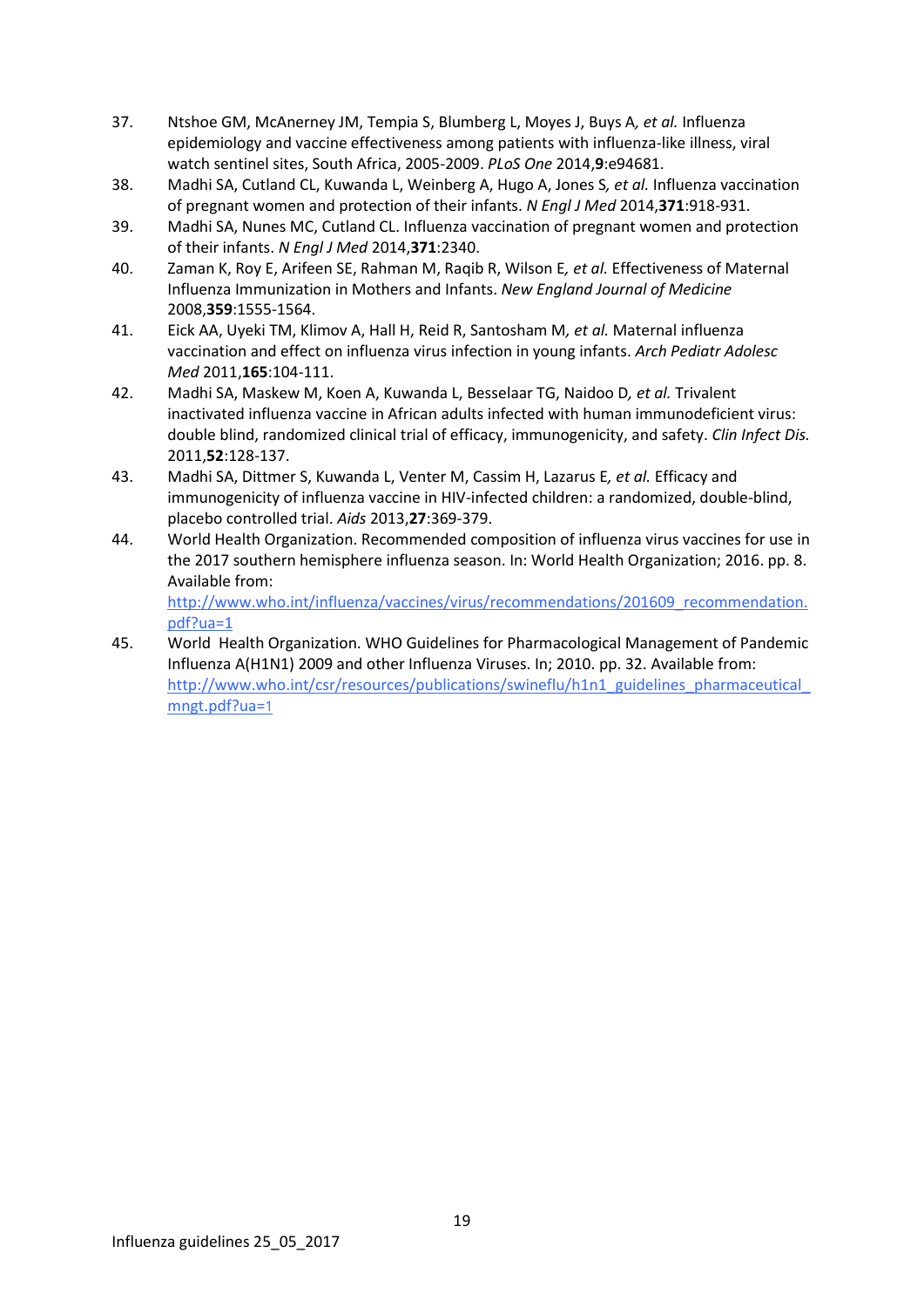37. Ntshoe GM, McAnerney JM, Tempia S, Blumberg L, Moyes J, Buys A*, et al.* Influenza epidemiology and vaccine effectiveness among patients with influenza-like illness, viral watch sentinel sites, South Africa, 2005-2009. *PLoS One* 2014,**9**:e94681.
38. Madhi SA, Cutland CL, Kuwanda L, Weinberg A, Hugo A, Jones S*, et al.* Influenza vaccination of pregnant women and protection of their infants. *N Engl J Med* 2014,**371**:918-931.
39. Madhi SA, Nunes MC, Cutland CL. Influenza vaccination of pregnant women and protection of their infants. *N Engl J Med* 2014,**371**:2340.
40. Zaman K, Roy E, Arifeen SE, Rahman M, Raqib R, Wilson E*, et al.* Effectiveness of Maternal Influenza Immunization in Mothers and Infants. *New England Journal of Medicine* 2008,**359**:1555-1564.
41. Eick AA, Uyeki TM, Klimov A, Hall H, Reid R, Santosham M*, et al.* Maternal influenza vaccination and effect on influenza virus infection in young infants. *Arch Pediatr Adolesc Med* 2011,**165**:104-111.
42. Madhi SA, Maskew M, Koen A, Kuwanda L, Besselaar TG, Naidoo D*, et al.* Trivalent inactivated influenza vaccine in African adults infected with human immunodeficient virus: double blind, randomized clinical trial of efficacy, immunogenicity, and safety. *Clin Infect Dis.* 2011,**52**:128-137.
43. Madhi SA, Dittmer S, Kuwanda L, Venter M, Cassim H, Lazarus E*, et al.* Efficacy and immunogenicity of influenza vaccine in HIV-infected children: a randomized, double-blind, placebo controlled trial. *Aids* 2013,**27**:369-379.
44. World Health Organization. Recommended composition of influenza virus vaccines for use in the 2017 southern hemisphere influenza season. In: World Health Organization; 2016. pp. 8. Available from: http://www.who.int/influenza/vaccines/virus/recommendations/201609_recommendation.pdf?ua=1
45. World Health Organization. WHO Guidelines for Pharmacological Management of Pandemic Influenza A(H1N1) 2009 and other Influenza Viruses. In; 2010. pp. 32. Available from: http://www.who.int/csr/resources/publications/swineflu/h1n1_guidelines_pharmaceutical_mngt.pdf?ua=1